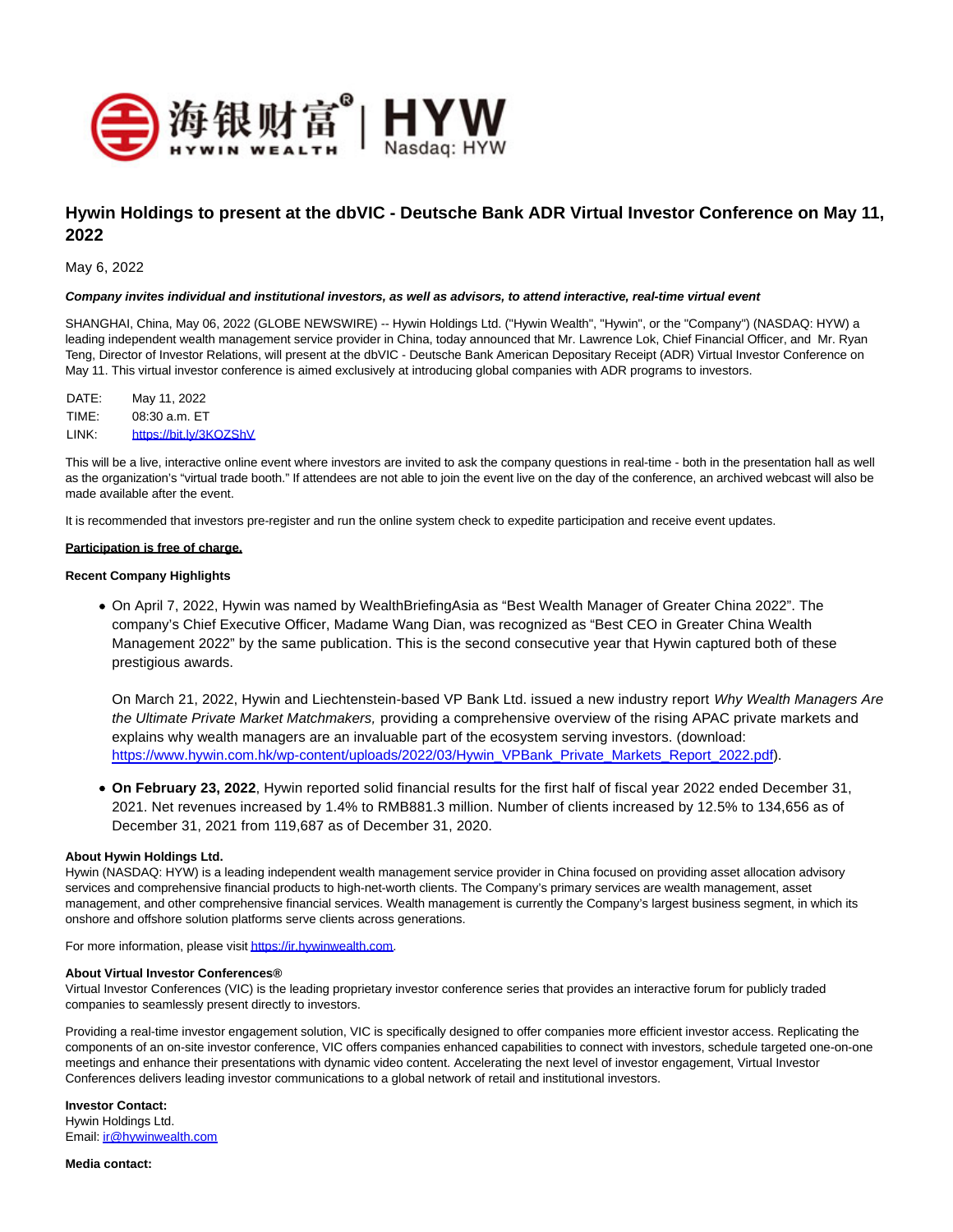# Hywin Holdings to present at the dbVIC - Deutsche Bank ADR Virtual Investor Conference on May 11, 2022

May 6, 2022

***Company invites individual and institutional investors, as well as advisors, to attend interactive, real-time virtual event***

SHANGHAI, China, May 06, 2022 (GLOBE NEWSWIRE) -- Hywin Holdings Ltd. ("Hywin Wealth", "Hywin", or the "Company") (NASDAQ: HYW) a leading independent wealth management service provider in China, today announced that Mr. Lawrence Lok, Chief Financial Officer, and Mr. Ryan Teng, Director of Investor Relations, will present at the dbVIC - Deutsche Bank American Depositary Receipt (ADR) Virtual Investor Conference on May 11. This virtual investor conference is aimed exclusively at introducing global companies with ADR programs to investors.

| | |
|---|---|
| DATE: | May 11, 2022 |
| TIME: | 08:30 a.m. ET |
| LINK: | https://bit.ly/3KOZShV |

This will be a live, interactive online event where investors are invited to ask the company questions in real-time - both in the presentation hall as well as the organization's "virtual trade booth." If attendees are not able to join the event live on the day of the conference, an archived webcast will also be made available after the event.

It is recommended that investors pre-register and run the online system check to expedite participation and receive event updates.

**Participation is free of charge.**

**Recent Company Highlights**

- On April 7, 2022, Hywin was named by WealthBriefingAsia as "Best Wealth Manager of Greater China 2022". The company's Chief Executive Officer, Madame Wang Dian, was recognized as "Best CEO in Greater China Wealth Management 2022" by the same publication. This is the second consecutive year that Hywin captured both of these prestigious awards.

  On March 21, 2022, Hywin and Liechtenstein-based VP Bank Ltd. issued a new industry report *Why Wealth Managers Are the Ultimate Private Market Matchmakers,* providing a comprehensive overview of the rising APAC private markets and explains why wealth managers are an invaluable part of the ecosystem serving investors. (download: https://www.hywin.com.hk/wp-content/uploads/2022/03/Hywin_VPBank_Private_Markets_Report_2022.pdf).

- **On February 23, 2022**, Hywin reported solid financial results for the first half of fiscal year 2022 ended December 31, 2021. Net revenues increased by 1.4% to RMB881.3 million. Number of clients increased by 12.5% to 134,656 as of December 31, 2021 from 119,687 as of December 31, 2020.

**About Hywin Holdings Ltd.**
Hywin (NASDAQ: HYW) is a leading independent wealth management service provider in China focused on providing asset allocation advisory services and comprehensive financial products to high-net-worth clients. The Company's primary services are wealth management, asset management, and other comprehensive financial services. Wealth management is currently the Company's largest business segment, in which its onshore and offshore solution platforms serve clients across generations.

For more information, please visit https://ir.hywinwealth.com.

**About Virtual Investor Conferences®**
Virtual Investor Conferences (VIC) is the leading proprietary investor conference series that provides an interactive forum for publicly traded companies to seamlessly present directly to investors.

Providing a real-time investor engagement solution, VIC is specifically designed to offer companies more efficient investor access. Replicating the components of an on-site investor conference, VIC offers companies enhanced capabilities to connect with investors, schedule targeted one-on-one meetings and enhance their presentations with dynamic video content. Accelerating the next level of investor engagement, Virtual Investor Conferences delivers leading investor communications to a global network of retail and institutional investors.

**Investor Contact:**
Hywin Holdings Ltd.
Email: ir@hywinwealth.com

**Media contact:**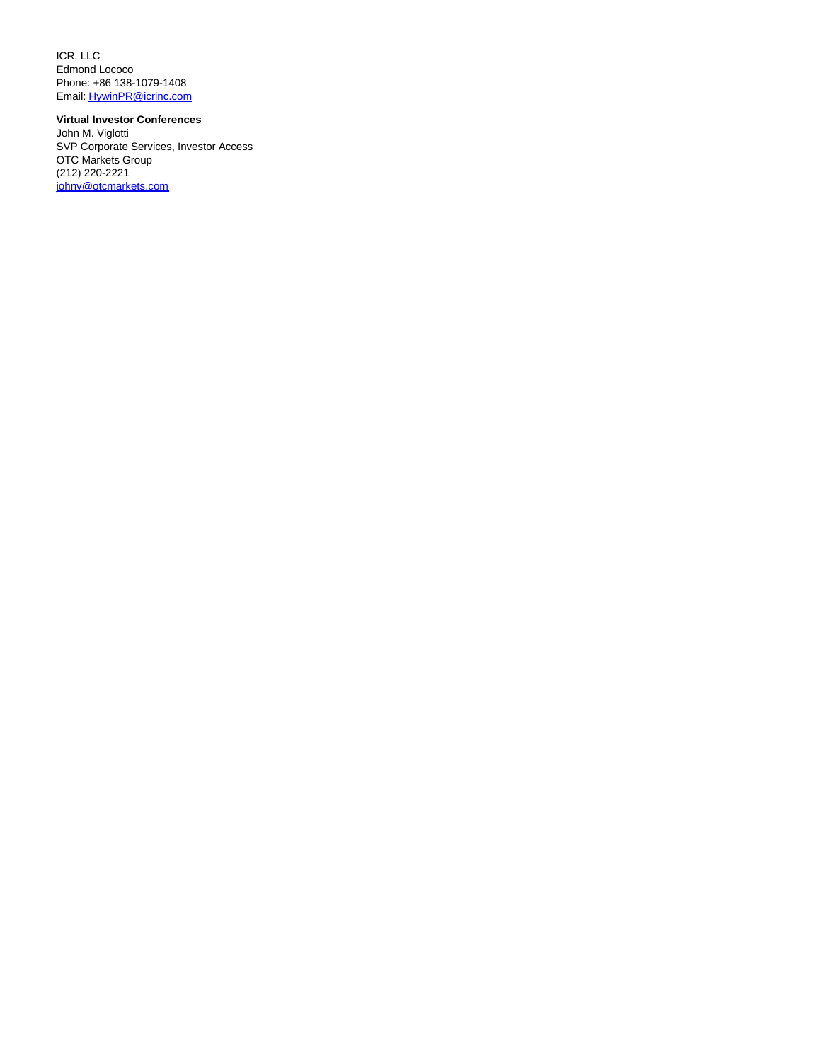ICR, LLC
Edmond Lococo
Phone: +86 138-1079-1408
Email: HywinPR@icrinc.com

**Virtual Investor Conferences**
John M. Viglotti
SVP Corporate Services, Investor Access
OTC Markets Group
(212) 220-2221
johnv@otcmarkets.com